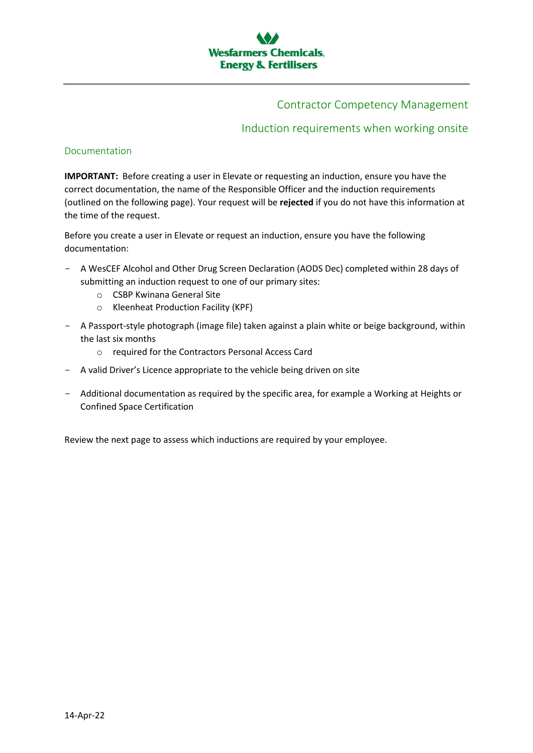Wesfarmers Chemicals, Energy & Fertilisers

# Contractor Competency Management

## Induction requirements when working onsite

### Documentation

**IMPORTANT:** Before creating a user in Elevate or requesting an induction, ensure you have the correct documentation, the name of the Responsible Officer and the induction requirements (outlined on the following page). Your request will be **rejected** if you do not have this information at the time of the request.

Before you create a user in Elevate or request an induction, ensure you have the following documentation:

- A WesCEF Alcohol and Other Drug Screen Declaration (AODS Dec) completed within 28 days of submitting an induction request to one of our primary sites:
  - CSBP Kwinana General Site
  - Kleenheat Production Facility (KPF)
- A Passport-style photograph (image file) taken against a plain white or beige background, within the last six months
  - required for the Contractors Personal Access Card
- A valid Driver's Licence appropriate to the vehicle being driven on site
- Additional documentation as required by the specific area, for example a Working at Heights or Confined Space Certification

Review the next page to assess which inductions are required by your employee.

14-Apr-22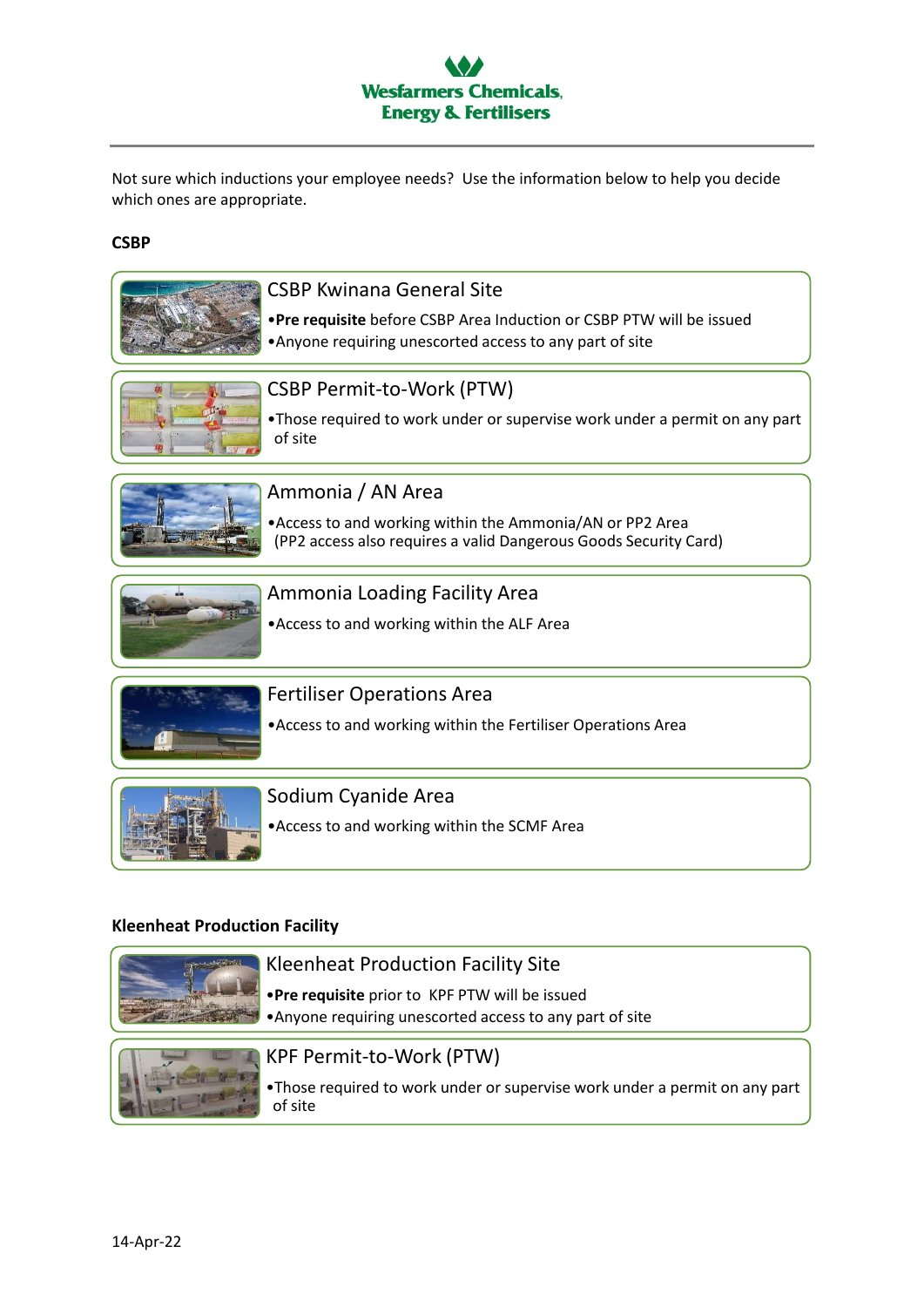Wesfarmers Chemicals, Energy & Fertilisers

Not sure which inductions your employee needs? Use the information below to help you decide which ones are appropriate.

## CSBP

### CSBP Kwinana General Site

- **Pre requisite** before CSBP Area Induction or CSBP PTW will be issued
- Anyone requiring unescorted access to any part of site

### CSBP Permit-to-Work (PTW)

- Those required to work under or supervise work under a permit on any part of site

### Ammonia / AN Area

- Access to and working within the Ammonia/AN or PP2 Area (PP2 access also requires a valid Dangerous Goods Security Card)

### Ammonia Loading Facility Area

- Access to and working within the ALF Area

### Fertiliser Operations Area

- Access to and working within the Fertiliser Operations Area

### Sodium Cyanide Area

- Access to and working within the SCMF Area

## Kleenheat Production Facility

### Kleenheat Production Facility Site

- **Pre requisite** prior to KPF PTW will be issued
- Anyone requiring unescorted access to any part of site

### KPF Permit-to-Work (PTW)

- Those required to work under or supervise work under a permit on any part of site

14-Apr-22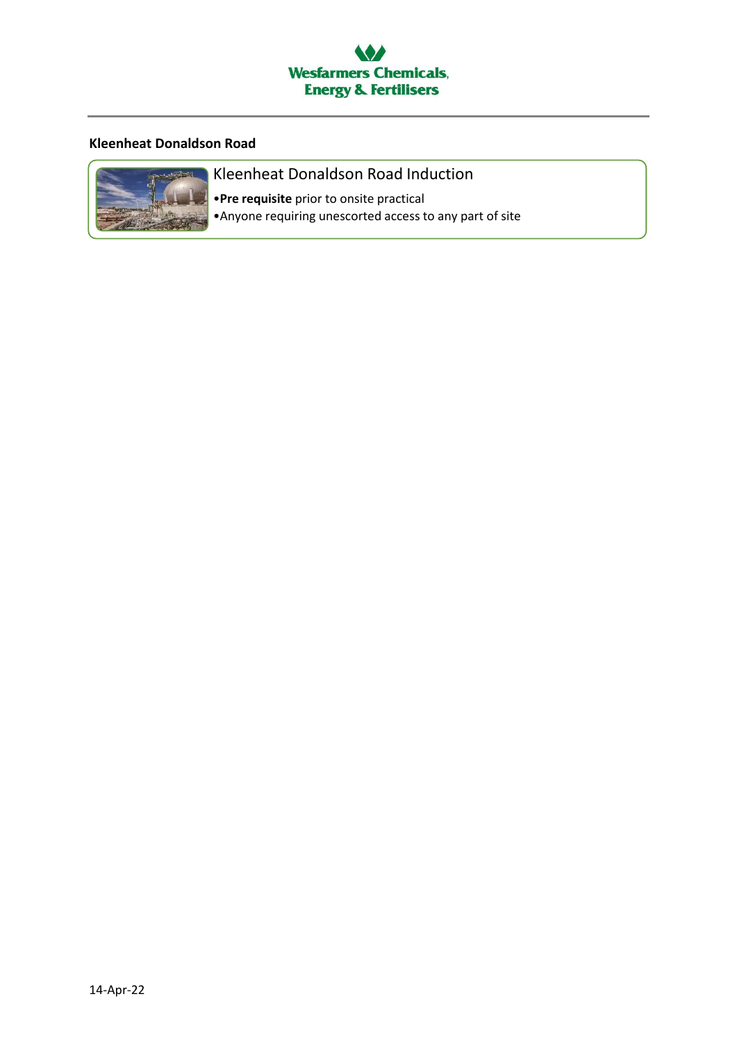**Kleenheat Donaldson Road**

### Kleenheat Donaldson Road Induction

- **Pre requisite** prior to onsite practical
- Anyone requiring unescorted access to any part of site

14-Apr-22